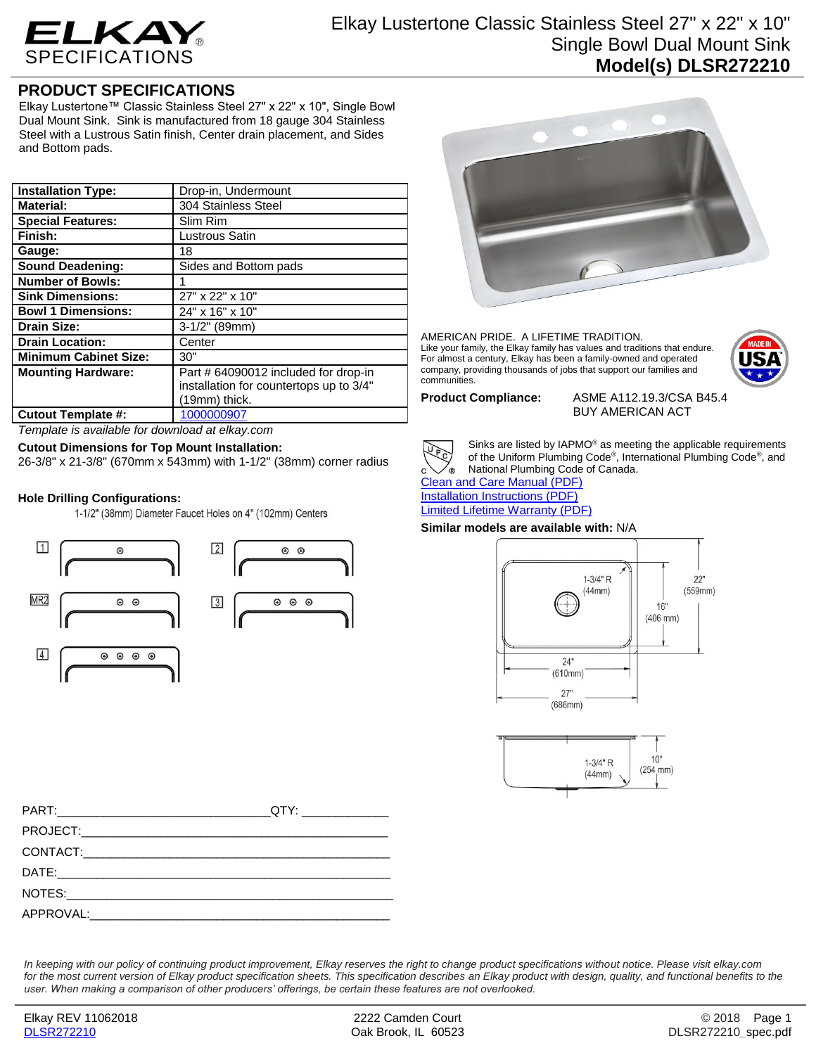# ELKAY SPECIFICATIONS

## Elkay Lustertone Classic Stainless Steel 27" x 22" x 10" Single Bowl Dual Mount Sink
**Model(s) DLSR272210**

## PRODUCT SPECIFICATIONS

Elkay Lustertone™ Classic Stainless Steel 27" x 22" x 10", Single Bowl Dual Mount Sink. Sink is manufactured from 18 gauge 304 Stainless Steel with a Lustrous Satin finish, Center drain placement, and Sides and Bottom pads.

| | |
|---|---|
| **Installation Type:** | Drop-in, Undermount |
| **Material:** | 304 Stainless Steel |
| **Special Features:** | Slim Rim |
| **Finish:** | Lustrous Satin |
| **Gauge:** | 18 |
| **Sound Deadening:** | Sides and Bottom pads |
| **Number of Bowls:** | 1 |
| **Sink Dimensions:** | 27" x 22" x 10" |
| **Bowl 1 Dimensions:** | 24" x 16" x 10" |
| **Drain Size:** | 3-1/2" (89mm) |
| **Drain Location:** | Center |
| **Minimum Cabinet Size:** | 30" |
| **Mounting Hardware:** | Part # 64090012 included for drop-in installation for countertops up to 3/4" (19mm) thick. |
| **Cutout Template #:** | 1000000907 |

*Template is available for download at elkay.com*

**Cutout Dimensions for Top Mount Installation:**
26-3/8" x 21-3/8" (670mm x 543mm) with 1-1/2" (38mm) corner radius

**Hole Drilling Configurations:**
1-1/2" (38mm) Diameter Faucet Holes on 4" (102mm) Centers

1, 2, MR2, 3, 4

AMERICAN PRIDE. A LIFETIME TRADITION.
Like your family, the Elkay family has values and traditions that endure. For almost a century, Elkay has been a family-owned and operated company, providing thousands of jobs that support our families and communities.

MADE IN USA

**Product Compliance:** ASME A112.19.3/CSA B45.4
BUY AMERICAN ACT

Sinks are listed by IAPMO® as meeting the applicable requirements of the Uniform Plumbing Code®, International Plumbing Code®, and National Plumbing Code of Canada.

Clean and Care Manual (PDF)
Installation Instructions (PDF)
Limited Lifetime Warranty (PDF)

**Similar models are available with:** N/A

1-3/4" R (44mm)
22" (559mm)
16" (406 mm)
24" (610mm)
27" (686mm)
1-3/4" R (44mm)
10" (254 mm)

PART:_______________________________QTY: ____________
PROJECT:_____________________________________________
CONTACT:_____________________________________________
DATE:________________________________________________
NOTES:_______________________________________________
APPROVAL:____________________________________________

*In keeping with our policy of continuing product improvement, Elkay reserves the right to change product specifications without notice. Please visit elkay.com for the most current version of Elkay product specification sheets. This specification describes an Elkay product with design, quality, and functional benefits to the user. When making a comparison of other producers' offerings, be certain these features are not overlooked.*

Elkay REV 11062018
DLSR272210
2222 Camden Court
Oak Brook, IL 60523
© 2018
DLSR272210_spec.pdf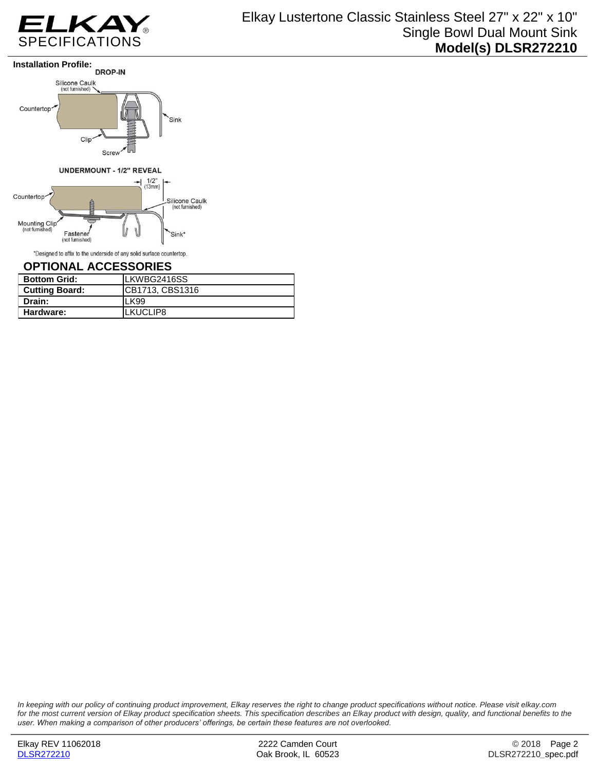# ELKAY SPECIFICATIONS

Elkay Lustertone Classic Stainless Steel 27" x 22" x 10" Single Bowl Dual Mount Sink
**Model(s) DLSR272210**

**Installation Profile:**

DROP-IN

Silicone Caulk (not furnished)
Countertop
Sink
Clip
Screw

UNDERMOUNT - 1/2" REVEAL

1/2" (13mm)
Countertop
Silicone Caulk (not furnished)
Mounting Clip (not furnished)
Fastener (not furnished)
Sink*

*Designed to affix to the underside of any solid surface countertop.

## OPTIONAL ACCESSORIES

| | |
|---|---|
| **Bottom Grid:** | LKWBG2416SS |
| **Cutting Board:** | CB1713, CBS1316 |
| **Drain:** | LK99 |
| **Hardware:** | LKUCLIP8 |

*In keeping with our policy of continuing product improvement, Elkay reserves the right to change product specifications without notice. Please visit elkay.com for the most current version of Elkay product specification sheets. This specification describes an Elkay product with design, quality, and functional benefits to the user. When making a comparison of other producers' offerings, be certain these features are not overlooked.*

Elkay REV 11062018
DLSR272210

2222 Camden Court
Oak Brook, IL 60523

© 2018
DLSR272210_spec.pdf